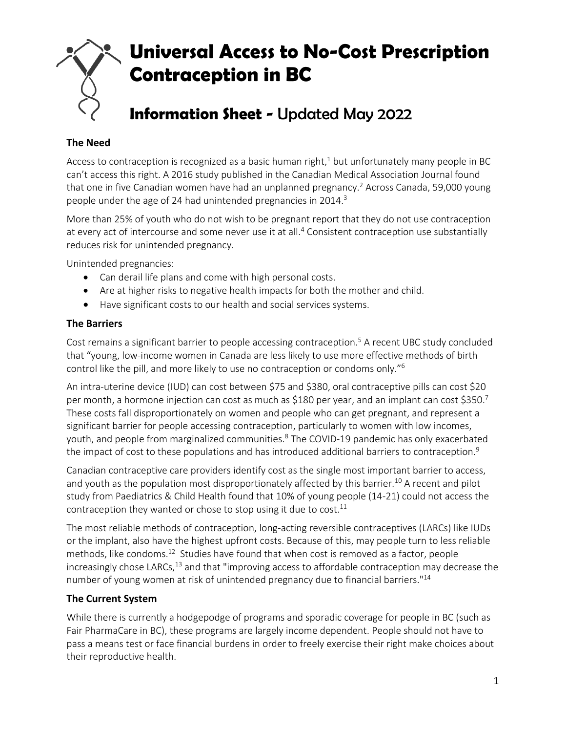# Universal Access to No-Cost Prescription Contraception in BC

## Information Sheet - Updated May 2022

### The Need

Access to contraception is recognized as a basic human right,[1] but unfortunately many people in BC can't access this right. A 2016 study published in the Canadian Medical Association Journal found that one in five Canadian women have had an unplanned pregnancy.[2] Across Canada, 59,000 young people under the age of 24 had unintended pregnancies in 2014.[3]

More than 25% of youth who do not wish to be pregnant report that they do not use contraception at every act of intercourse and some never use it at all.[4] Consistent contraception use substantially reduces risk for unintended pregnancy.

Unintended pregnancies:

- Can derail life plans and come with high personal costs.
- Are at higher risks to negative health impacts for both the mother and child.
- Have significant costs to our health and social services systems.

### The Barriers

Cost remains a significant barrier to people accessing contraception.[5] A recent UBC study concluded that "young, low-income women in Canada are less likely to use more effective methods of birth control like the pill, and more likely to use no contraception or condoms only."[6]

An intra-uterine device (IUD) can cost between $75 and $380, oral contraceptive pills can cost $20 per month, a hormone injection can cost as much as $180 per year, and an implant can cost $350.[7] These costs fall disproportionately on women and people who can get pregnant, and represent a significant barrier for people accessing contraception, particularly to women with low incomes, youth, and people from marginalized communities.[8] The COVID-19 pandemic has only exacerbated the impact of cost to these populations and has introduced additional barriers to contraception.[9]

Canadian contraceptive care providers identify cost as the single most important barrier to access, and youth as the population most disproportionately affected by this barrier.[10] A recent and pilot study from Paediatrics & Child Health found that 10% of young people (14-21) could not access the contraception they wanted or chose to stop using it due to cost.[11]

The most reliable methods of contraception, long-acting reversible contraceptives (LARCs) like IUDs or the implant, also have the highest upfront costs. Because of this, may people turn to less reliable methods, like condoms.[12] Studies have found that when cost is removed as a factor, people increasingly chose LARCs,[13] and that "improving access to affordable contraception may decrease the number of young women at risk of unintended pregnancy due to financial barriers."[14]

### The Current System

While there is currently a hodgepodge of programs and sporadic coverage for people in BC (such as Fair PharmaCare in BC), these programs are largely income dependent. People should not have to pass a means test or face financial burdens in order to freely exercise their right make choices about their reproductive health.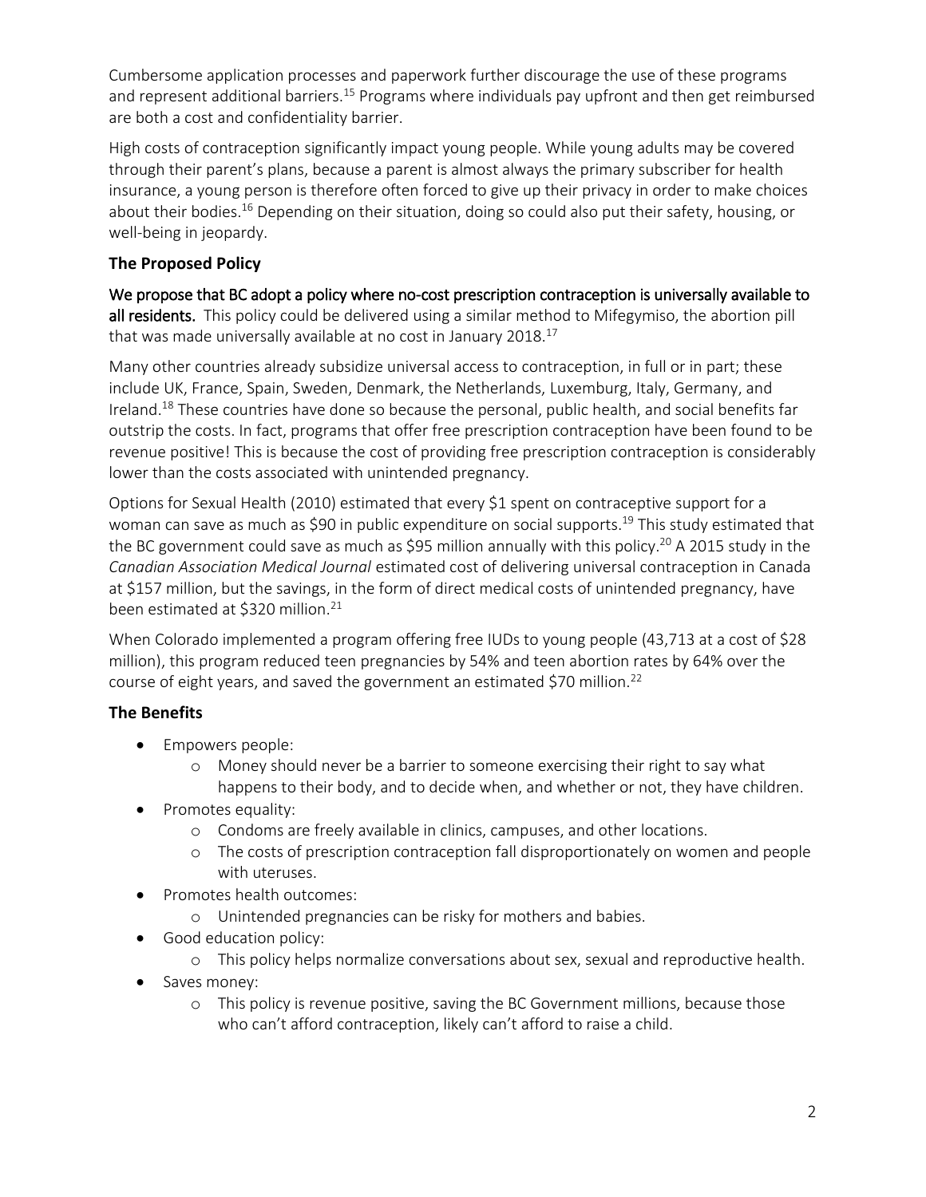Cumbersome application processes and paperwork further discourage the use of these programs and represent additional barriers.[15] Programs where individuals pay upfront and then get reimbursed are both a cost and confidentiality barrier.

High costs of contraception significantly impact young people. While young adults may be covered through their parent's plans, because a parent is almost always the primary subscriber for health insurance, a young person is therefore often forced to give up their privacy in order to make choices about their bodies.[16] Depending on their situation, doing so could also put their safety, housing, or well-being in jeopardy.

## The Proposed Policy

**We propose that BC adopt a policy where no-cost prescription contraception is universally available to all residents.** This policy could be delivered using a similar method to Mifegymiso, the abortion pill that was made universally available at no cost in January 2018.[17]

Many other countries already subsidize universal access to contraception, in full or in part; these include UK, France, Spain, Sweden, Denmark, the Netherlands, Luxemburg, Italy, Germany, and Ireland.[18] These countries have done so because the personal, public health, and social benefits far outstrip the costs. In fact, programs that offer free prescription contraception have been found to be revenue positive! This is because the cost of providing free prescription contraception is considerably lower than the costs associated with unintended pregnancy.

Options for Sexual Health (2010) estimated that every $1 spent on contraceptive support for a woman can save as much as $90 in public expenditure on social supports.[19] This study estimated that the BC government could save as much as $95 million annually with this policy.[20] A 2015 study in the *Canadian Association Medical Journal* estimated cost of delivering universal contraception in Canada at $157 million, but the savings, in the form of direct medical costs of unintended pregnancy, have been estimated at $320 million.[21]

When Colorado implemented a program offering free IUDs to young people (43,713 at a cost of $28 million), this program reduced teen pregnancies by 54% and teen abortion rates by 64% over the course of eight years, and saved the government an estimated $70 million.[22]

## The Benefits

- Empowers people:
    - Money should never be a barrier to someone exercising their right to say what happens to their body, and to decide when, and whether or not, they have children.
- Promotes equality:
    - Condoms are freely available in clinics, campuses, and other locations.
    - The costs of prescription contraception fall disproportionately on women and people with uteruses.
- Promotes health outcomes:
    - Unintended pregnancies can be risky for mothers and babies.
- Good education policy:
    - This policy helps normalize conversations about sex, sexual and reproductive health.
- Saves money:
    - This policy is revenue positive, saving the BC Government millions, because those who can't afford contraception, likely can't afford to raise a child.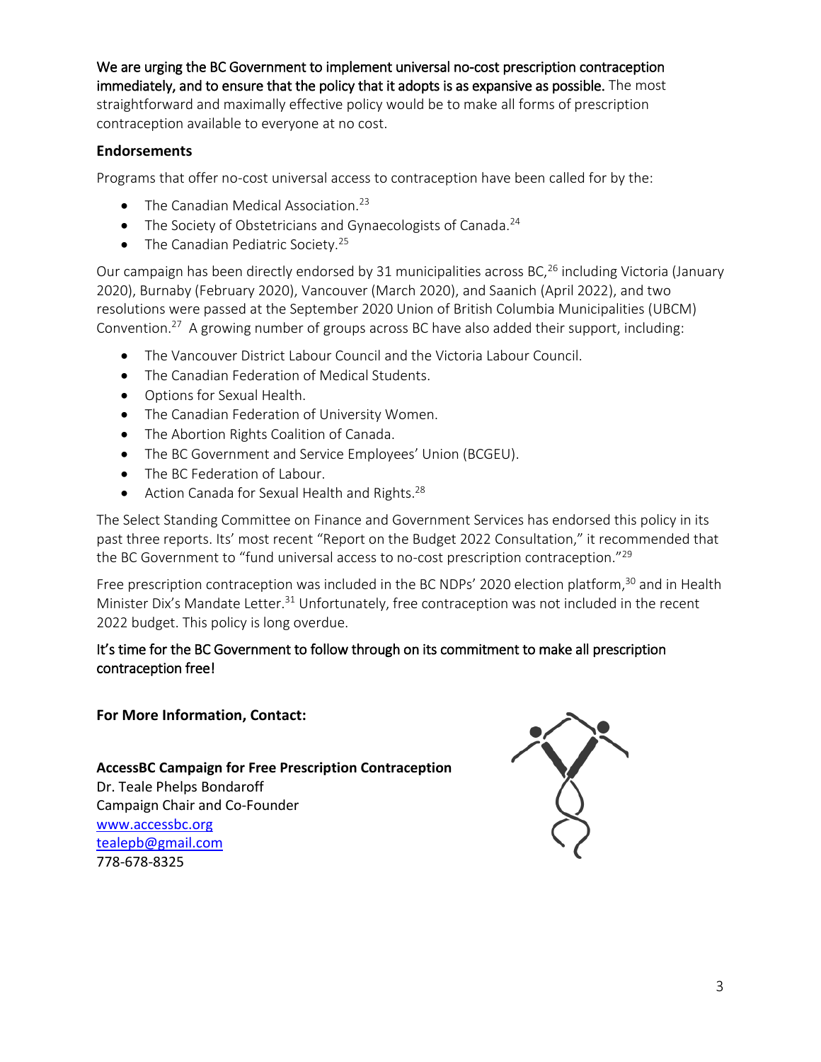**We are urging the BC Government to implement universal no-cost prescription contraception immediately, and to ensure that the policy that it adopts is as expansive as possible.** The most straightforward and maximally effective policy would be to make all forms of prescription contraception available to everyone at no cost.

### Endorsements

Programs that offer no-cost universal access to contraception have been called for by the:

- The Canadian Medical Association.[23]
- The Society of Obstetricians and Gynaecologists of Canada.[24]
- The Canadian Pediatric Society.[25]

Our campaign has been directly endorsed by 31 municipalities across BC,[26] including Victoria (January 2020), Burnaby (February 2020), Vancouver (March 2020), and Saanich (April 2022), and two resolutions were passed at the September 2020 Union of British Columbia Municipalities (UBCM) Convention.[27] A growing number of groups across BC have also added their support, including:

- The Vancouver District Labour Council and the Victoria Labour Council.
- The Canadian Federation of Medical Students.
- Options for Sexual Health.
- The Canadian Federation of University Women.
- The Abortion Rights Coalition of Canada.
- The BC Government and Service Employees' Union (BCGEU).
- The BC Federation of Labour.
- Action Canada for Sexual Health and Rights.[28]

The Select Standing Committee on Finance and Government Services has endorsed this policy in its past three reports. Its' most recent "Report on the Budget 2022 Consultation," it recommended that the BC Government to "fund universal access to no-cost prescription contraception."[29]

Free prescription contraception was included in the BC NDPs' 2020 election platform,[30] and in Health Minister Dix's Mandate Letter.[31] Unfortunately, free contraception was not included in the recent 2022 budget. This policy is long overdue.

**It's time for the BC Government to follow through on its commitment to make all prescription contraception free!**

**For More Information, Contact:**

**AccessBC Campaign for Free Prescription Contraception**
Dr. Teale Phelps Bondaroff
Campaign Chair and Co-Founder
www.accessbc.org
tealepb@gmail.com
778-678-8325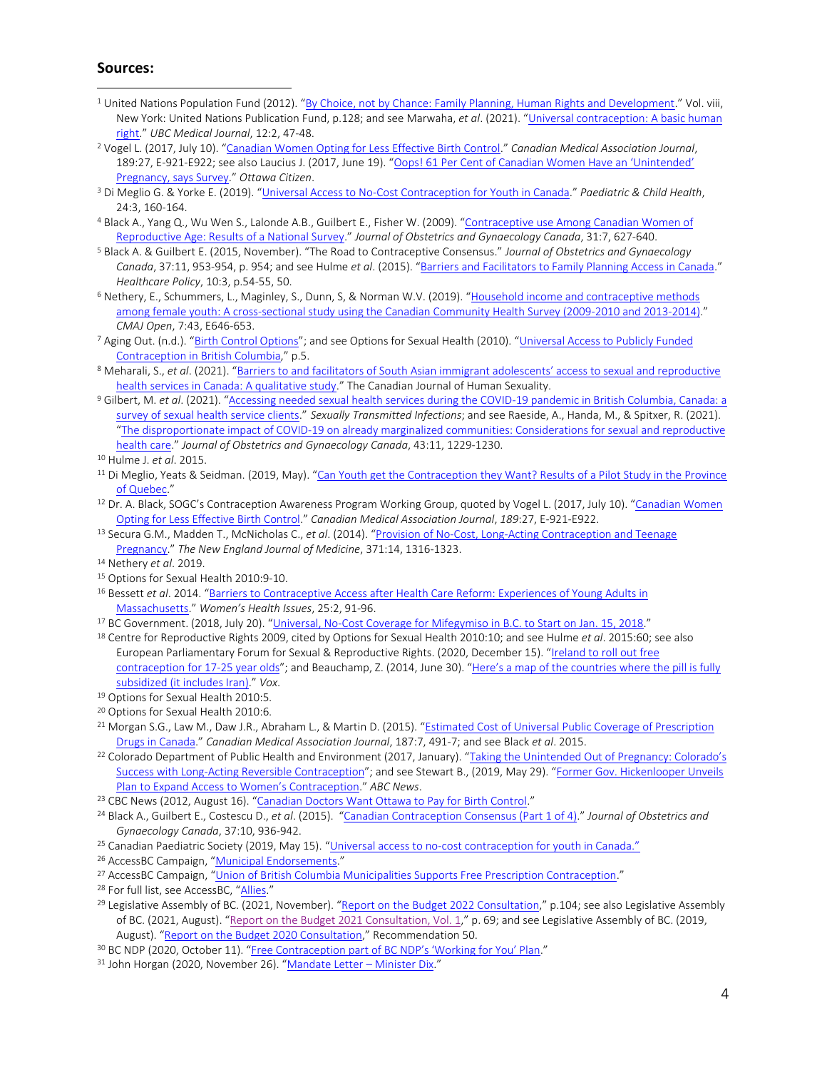## Sources:

[1] United Nations Population Fund (2012). "By Choice, not by Chance: Family Planning, Human Rights and Development." Vol. viii, New York: United Nations Publication Fund, p.128; and see Marwaha, *et al*. (2021). "Universal contraception: A basic human right." *UBC Medical Journal*, 12:2, 47-48.

[2] Vogel L. (2017, July 10). "Canadian Women Opting for Less Effective Birth Control." *Canadian Medical Association Journal*, 189:27, E-921-E922; see also Laucius J. (2017, June 19). "Oops! 61 Per Cent of Canadian Women Have an 'Unintended' Pregnancy, says Survey." *Ottawa Citizen*.

[3] Di Meglio G. & Yorke E. (2019). "Universal Access to No-Cost Contraception for Youth in Canada." *Paediatric & Child Health*, 24:3, 160-164.

[4] Black A., Yang Q., Wu Wen S., Lalonde A.B., Guilbert E., Fisher W. (2009). "Contraceptive use Among Canadian Women of Reproductive Age: Results of a National Survey." *Journal of Obstetrics and Gynaecology Canada*, 31:7, 627-640.

[5] Black A. & Guilbert E. (2015, November). "The Road to Contraceptive Consensus." *Journal of Obstetrics and Gynaecology Canada*, 37:11, 953-954, p. 954; and see Hulme *et al*. (2015). "Barriers and Facilitators to Family Planning Access in Canada." *Healthcare Policy*, 10:3, p.54-55, 50.

[6] Nethery, E., Schummers, L., Maginley, S., Dunn, S, & Norman W.V. (2019). "Household income and contraceptive methods among female youth: A cross-sectional study using the Canadian Community Health Survey (2009-2010 and 2013-2014)." *CMAJ Open*, 7:43, E646-653.

[7] Aging Out. (n.d.). "Birth Control Options"; and see Options for Sexual Health (2010). "Universal Access to Publicly Funded Contraception in British Columbia," p.5.

[8] Meharali, S., *et al*. (2021). "Barriers to and facilitators of South Asian immigrant adolescents' access to sexual and reproductive health services in Canada: A qualitative study." The Canadian Journal of Human Sexuality.

[9] Gilbert, M. *et al*. (2021). "Accessing needed sexual health services during the COVID-19 pandemic in British Columbia, Canada: a survey of sexual health service clients." *Sexually Transmitted Infections*; and see Raeside, A., Handa, M., & Spitxer, R. (2021). "The disproportionate impact of COVID-19 on already marginalized communities: Considerations for sexual and reproductive health care." *Journal of Obstetrics and Gynaecology Canada*, 43:11, 1229-1230.

[10] Hulme J. *et al*. 2015.

[11] Di Meglio, Yeats & Seidman. (2019, May). "Can Youth get the Contraception they Want? Results of a Pilot Study in the Province of Quebec."

[12] Dr. A. Black, SOGC's Contraception Awareness Program Working Group, quoted by Vogel L. (2017, July 10). "Canadian Women Opting for Less Effective Birth Control." *Canadian Medical Association Journal*, *189*:27, E-921-E922.

[13] Secura G.M., Madden T., McNicholas C., *et al*. (2014). "Provision of No-Cost, Long-Acting Contraception and Teenage Pregnancy." *The New England Journal of Medicine*, 371:14, 1316-1323.

[14] Nethery *et al*. 2019.

[15] Options for Sexual Health 2010:9-10.

[16] Bessett *et al*. 2014. "Barriers to Contraceptive Access after Health Care Reform: Experiences of Young Adults in Massachusetts." *Women's Health Issues*, 25:2, 91-96.

[17] BC Government. (2018, July 20). "Universal, No-Cost Coverage for Mifegymiso in B.C. to Start on Jan. 15, 2018."

[18] Centre for Reproductive Rights 2009, cited by Options for Sexual Health 2010:10; and see Hulme *et al*. 2015:60; see also European Parliamentary Forum for Sexual & Reproductive Rights. (2020, December 15). "Ireland to roll out free contraception for 17-25 year olds"; and Beauchamp, Z. (2014, June 30). "Here's a map of the countries where the pill is fully subsidized (it includes Iran)." *Vox*.

[19] Options for Sexual Health 2010:5.

[20] Options for Sexual Health 2010:6.

[21] Morgan S.G., Law M., Daw J.R., Abraham L., & Martin D. (2015). "Estimated Cost of Universal Public Coverage of Prescription Drugs in Canada." *Canadian Medical Association Journal*, 187:7, 491-7; and see Black *et al*. 2015.

[22] Colorado Department of Public Health and Environment (2017, January). "Taking the Unintended Out of Pregnancy: Colorado's Success with Long-Acting Reversible Contraception"; and see Stewart B., (2019, May 29). "Former Gov. Hickenlooper Unveils Plan to Expand Access to Women's Contraception." *ABC News*.

[23] CBC News (2012, August 16). "Canadian Doctors Want Ottawa to Pay for Birth Control."

[24] Black A., Guilbert E., Costescu D., *et al*. (2015). "Canadian Contraception Consensus (Part 1 of 4)." *Journal of Obstetrics and Gynaecology Canada*, 37:10, 936-942.

[25] Canadian Paediatric Society (2019, May 15). "Universal access to no-cost contraception for youth in Canada."

[26] AccessBC Campaign, "Municipal Endorsements."

[27] AccessBC Campaign, "Union of British Columbia Municipalities Supports Free Prescription Contraception."

[28] For full list, see AccessBC, "Allies."

[29] Legislative Assembly of BC. (2021, November). "Report on the Budget 2022 Consultation," p.104; see also Legislative Assembly of BC. (2021, August). "Report on the Budget 2021 Consultation, Vol. 1," p. 69; and see Legislative Assembly of BC. (2019, August). "Report on the Budget 2020 Consultation," Recommendation 50.

[30] BC NDP (2020, October 11). "Free Contraception part of BC NDP's 'Working for You' Plan."

[31] John Horgan (2020, November 26). "Mandate Letter – Minister Dix."